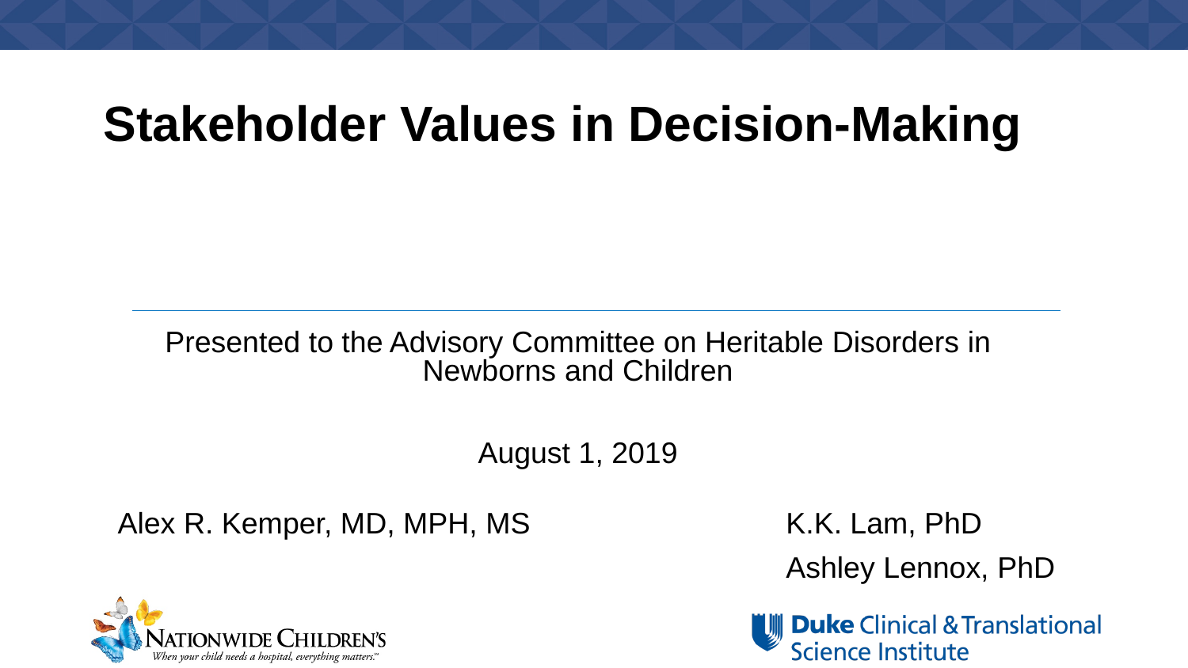# Stakeholder Values in Decision-Making

Presented to the Advisory Committee on Heritable Disorders in Newborns and Children

August 1, 2019

Alex R. Kemper, MD, MPH, MS

K.K. Lam, PhD

Ashley Lennox, PhD

Nationwide Children's
*When your child needs a hospital, everything matters.*

Duke Clinical & Translational Science Institute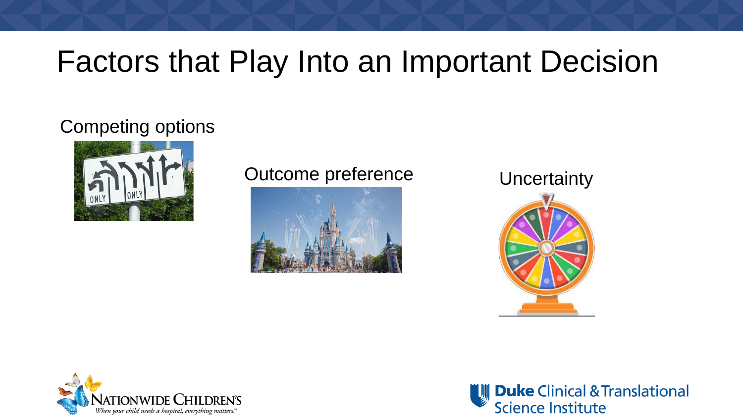# Factors that Play Into an Important Decision

Competing options

Outcome preference

Uncertainty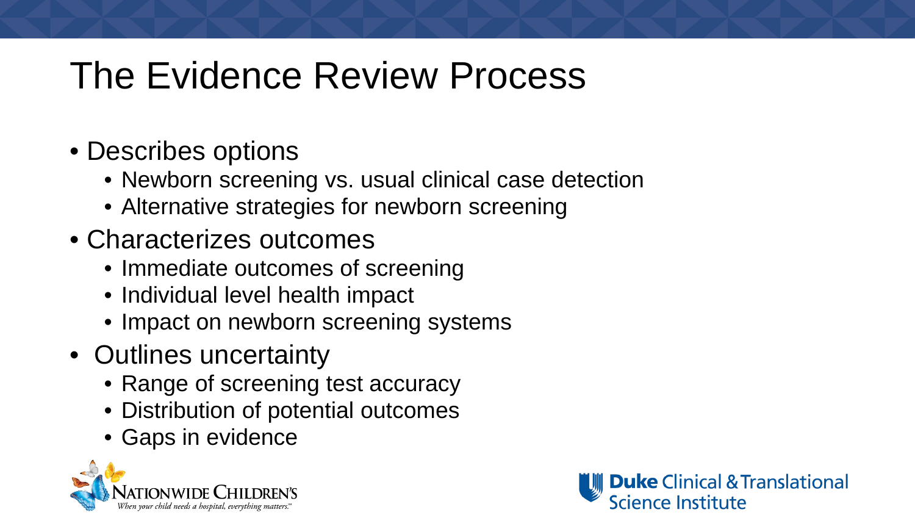# The Evidence Review Process

- Describes options
  - Newborn screening vs. usual clinical case detection
  - Alternative strategies for newborn screening
- Characterizes outcomes
  - Immediate outcomes of screening
  - Individual level health impact
  - Impact on newborn screening systems
- Outlines uncertainty
  - Range of screening test accuracy
  - Distribution of potential outcomes
  - Gaps in evidence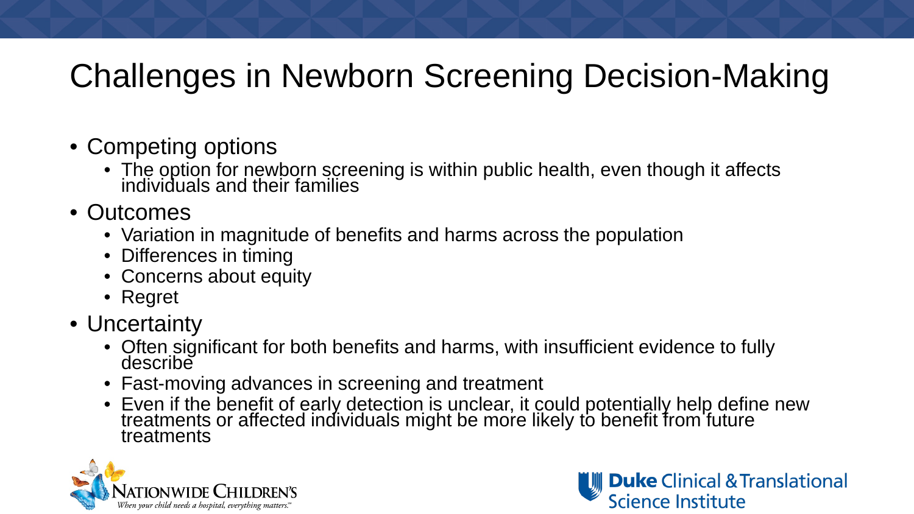# Challenges in Newborn Screening Decision-Making

- Competing options
  - The option for newborn screening is within public health, even though it affects individuals and their families
- Outcomes
  - Variation in magnitude of benefits and harms across the population
  - Differences in timing
  - Concerns about equity
  - Regret
- Uncertainty
  - Often significant for both benefits and harms, with insufficient evidence to fully describe
  - Fast-moving advances in screening and treatment
  - Even if the benefit of early detection is unclear, it could potentially help define new treatments or affected individuals might be more likely to benefit from future treatments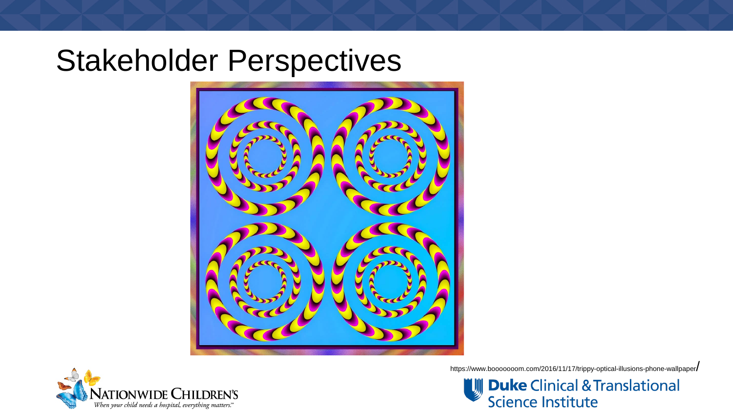# Stakeholder Perspectives

https://www.boooooooom.com/2016/11/17/trippy-optical-illusions-phone-wallpaper/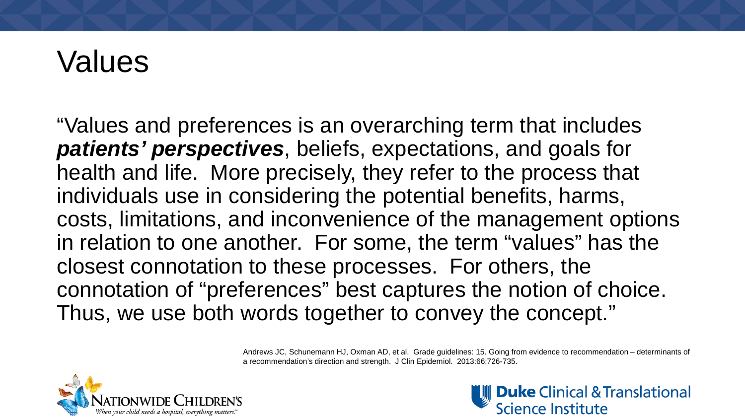# Values

"Values and preferences is an overarching term that includes ***patients' perspectives***, beliefs, expectations, and goals for health and life. More precisely, they refer to the process that individuals use in considering the potential benefits, harms, costs, limitations, and inconvenience of the management options in relation to one another. For some, the term "values" has the closest connotation to these processes. For others, the connotation of "preferences" best captures the notion of choice. Thus, we use both words together to convey the concept."

Andrews JC, Schunemann HJ, Oxman AD, et al. Grade guidelines: 15. Going from evidence to recommendation – determinants of a recommendation's direction and strength. J Clin Epidemiol. 2013:66;726-735.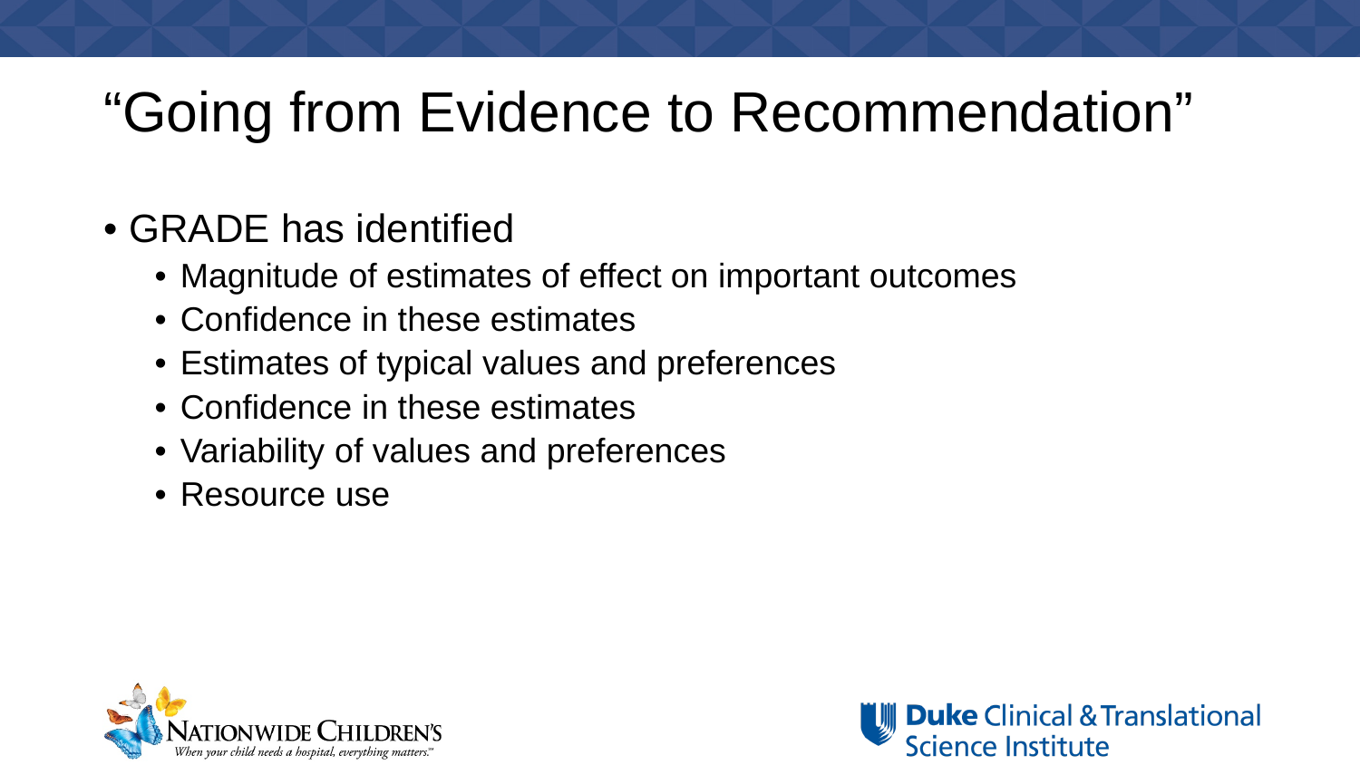# “Going from Evidence to Recommendation”

- GRADE has identified
  - Magnitude of estimates of effect on important outcomes
  - Confidence in these estimates
  - Estimates of typical values and preferences
  - Confidence in these estimates
  - Variability of values and preferences
  - Resource use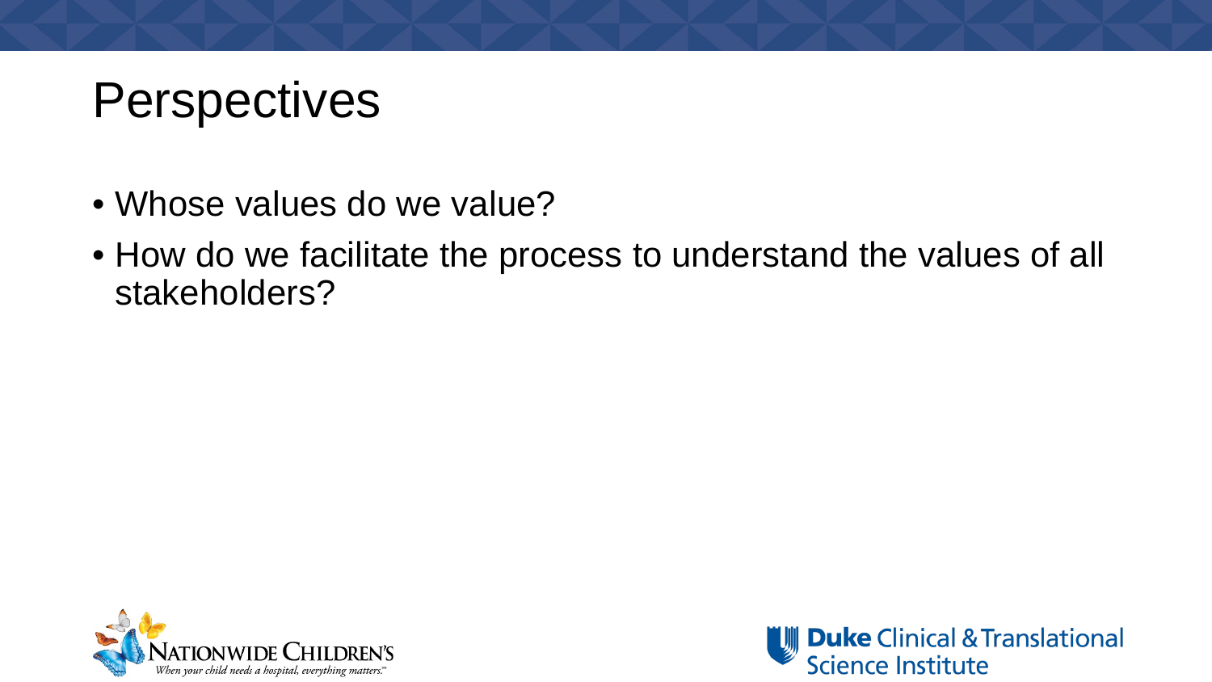# Perspectives

- Whose values do we value?
- How do we facilitate the process to understand the values of all stakeholders?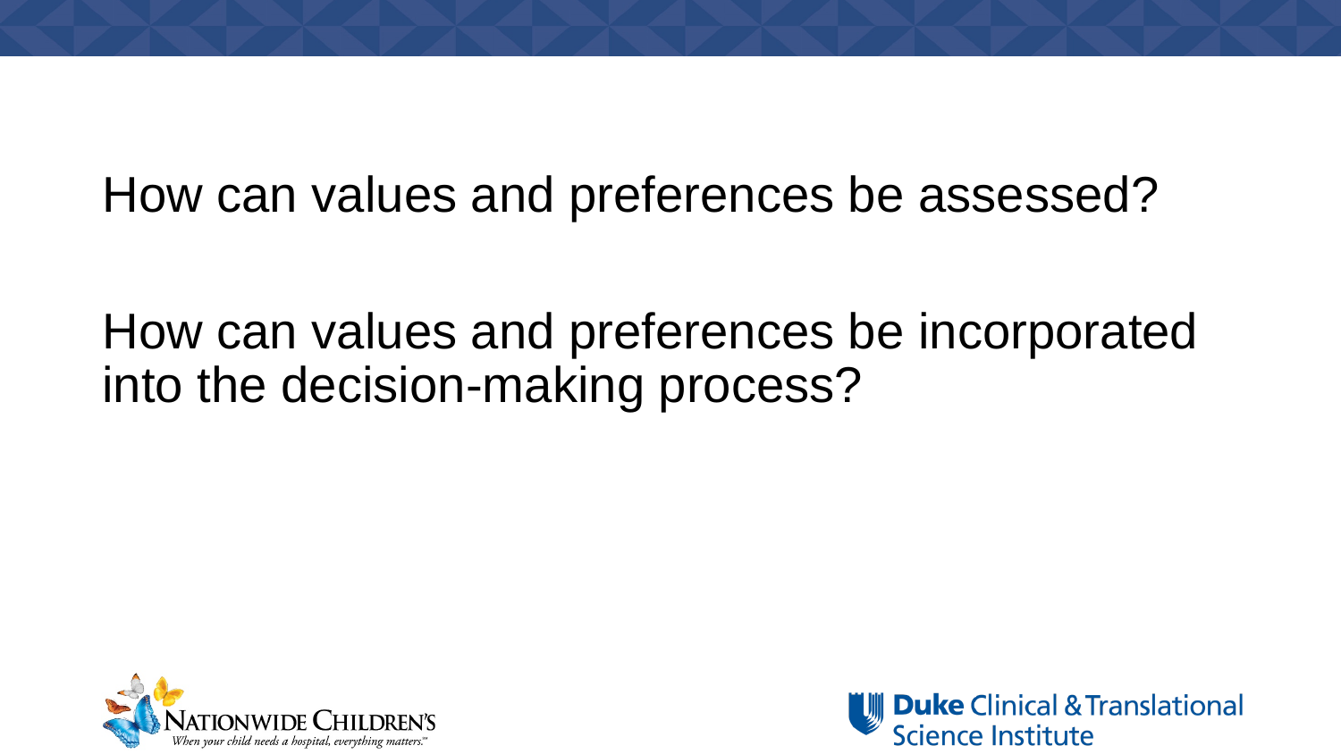How can values and preferences be assessed?

How can values and preferences be incorporated into the decision-making process?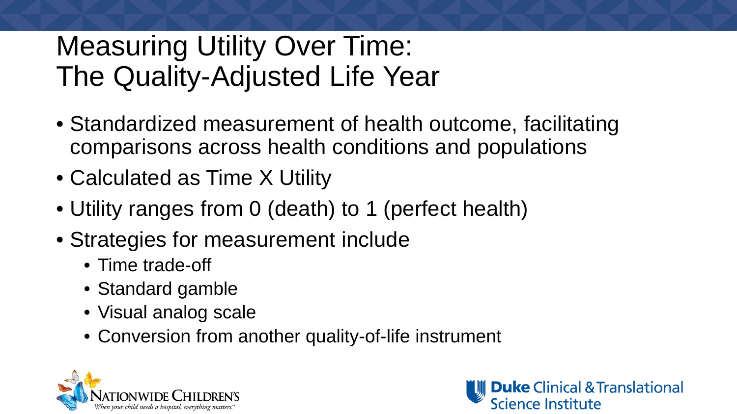# Measuring Utility Over Time: The Quality-Adjusted Life Year

- Standardized measurement of health outcome, facilitating comparisons across health conditions and populations
- Calculated as Time X Utility
- Utility ranges from 0 (death) to 1 (perfect health)
- Strategies for measurement include
  - Time trade-off
  - Standard gamble
  - Visual analog scale
  - Conversion from another quality-of-life instrument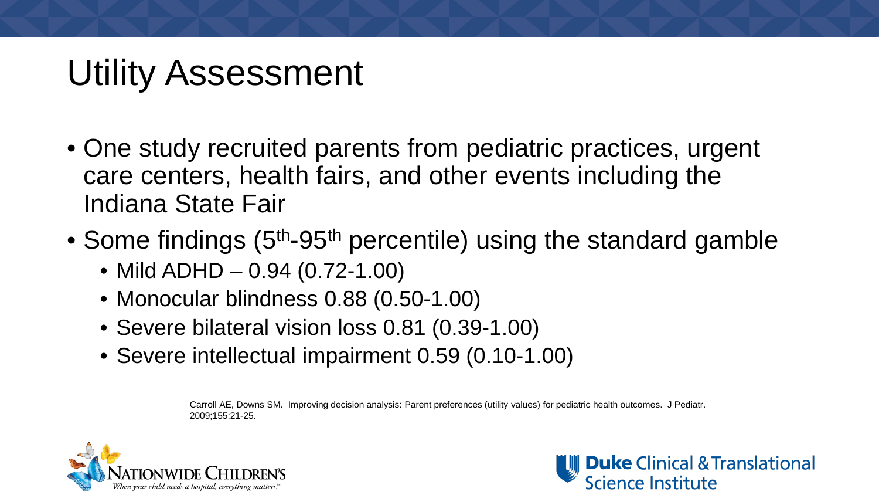# Utility Assessment

- One study recruited parents from pediatric practices, urgent care centers, health fairs, and other events including the Indiana State Fair
- Some findings ($5^{th}$-$95^{th}$ percentile) using the standard gamble
  - Mild ADHD – 0.94 (0.72-1.00)
  - Monocular blindness 0.88 (0.50-1.00)
  - Severe bilateral vision loss 0.81 (0.39-1.00)
  - Severe intellectual impairment 0.59 (0.10-1.00)

Carroll AE, Downs SM. Improving decision analysis: Parent preferences (utility values) for pediatric health outcomes. J Pediatr. 2009;155:21-25.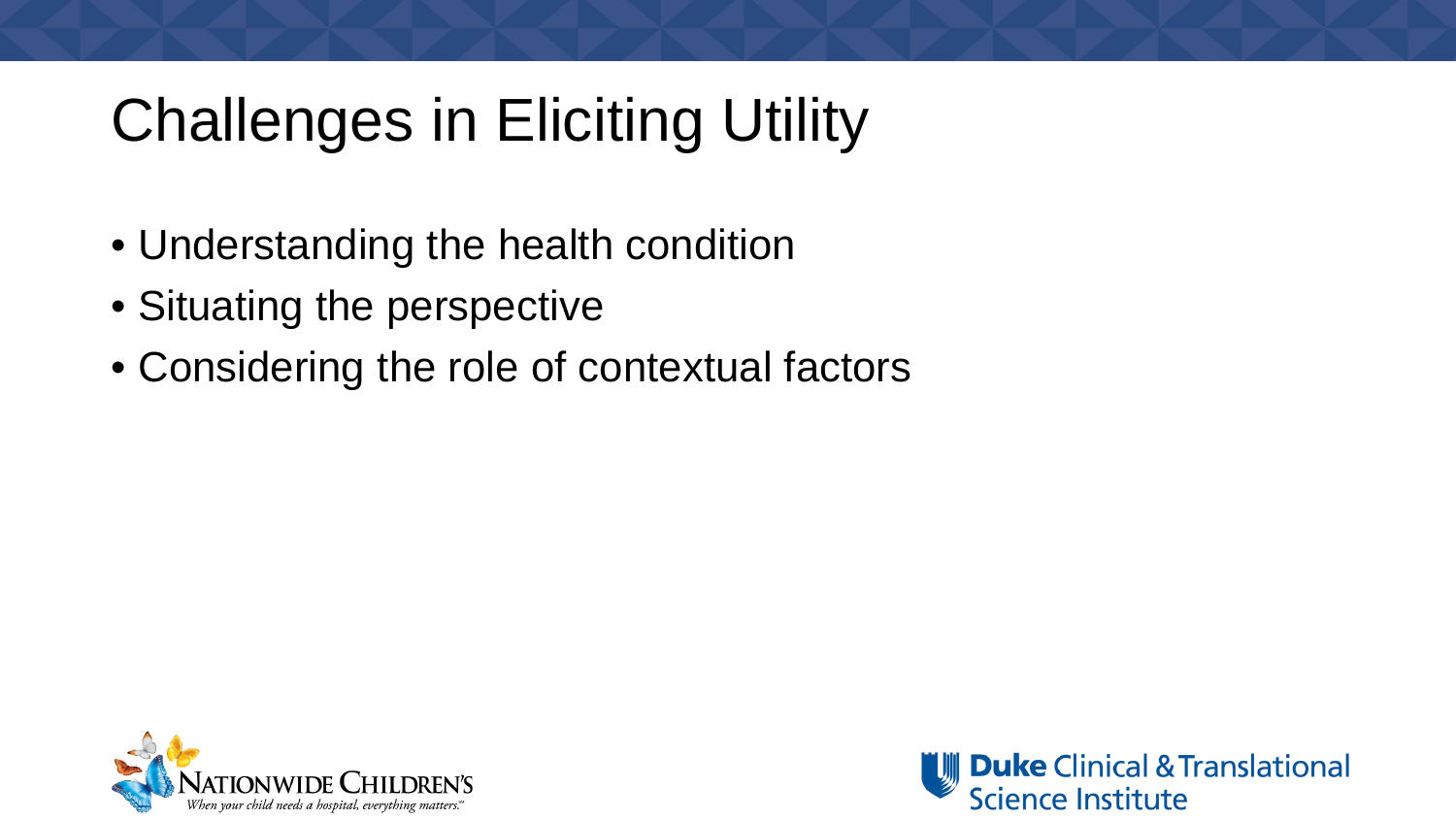# Challenges in Eliciting Utility

- Understanding the health condition
- Situating the perspective
- Considering the role of contextual factors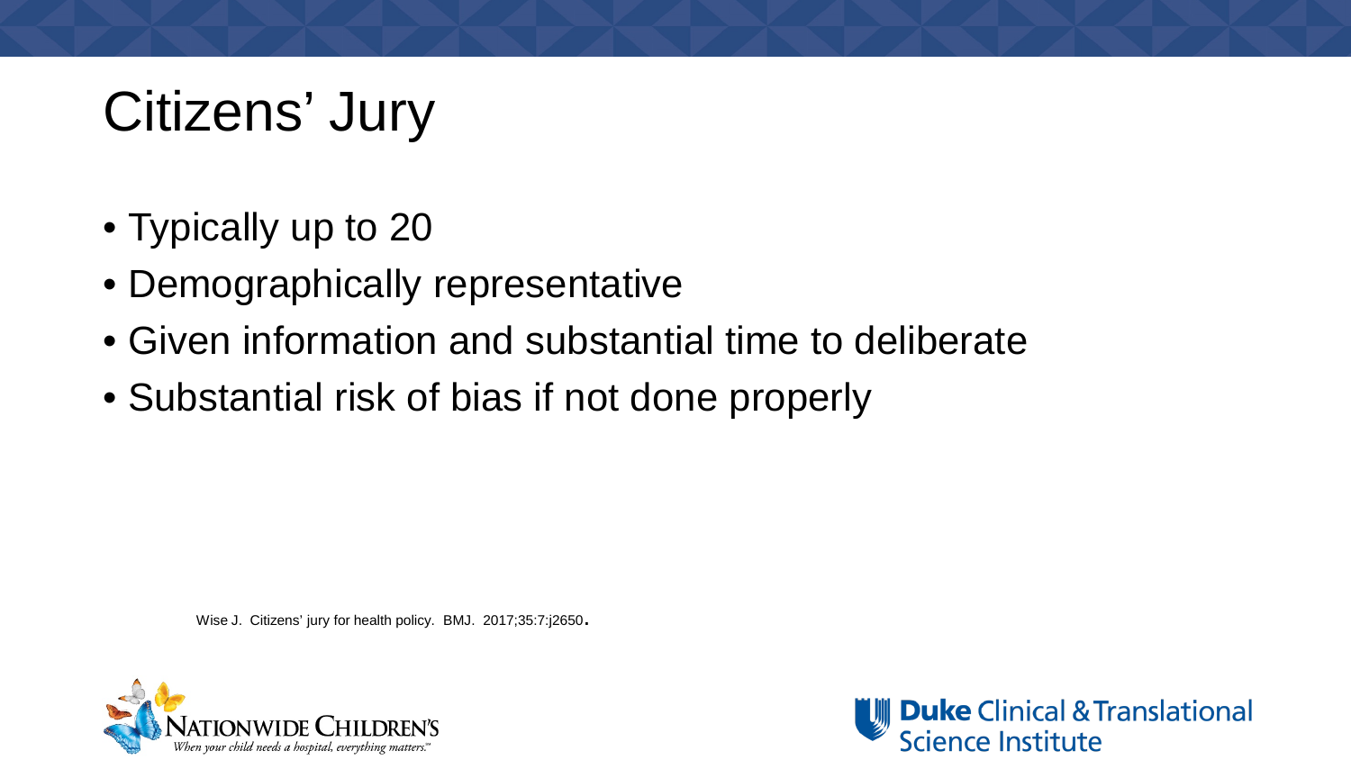# Citizens' Jury

- Typically up to 20
- Demographically representative
- Given information and substantial time to deliberate
- Substantial risk of bias if not done properly

Wise J. Citizens' jury for health policy. BMJ. 2017;35:7:j2650.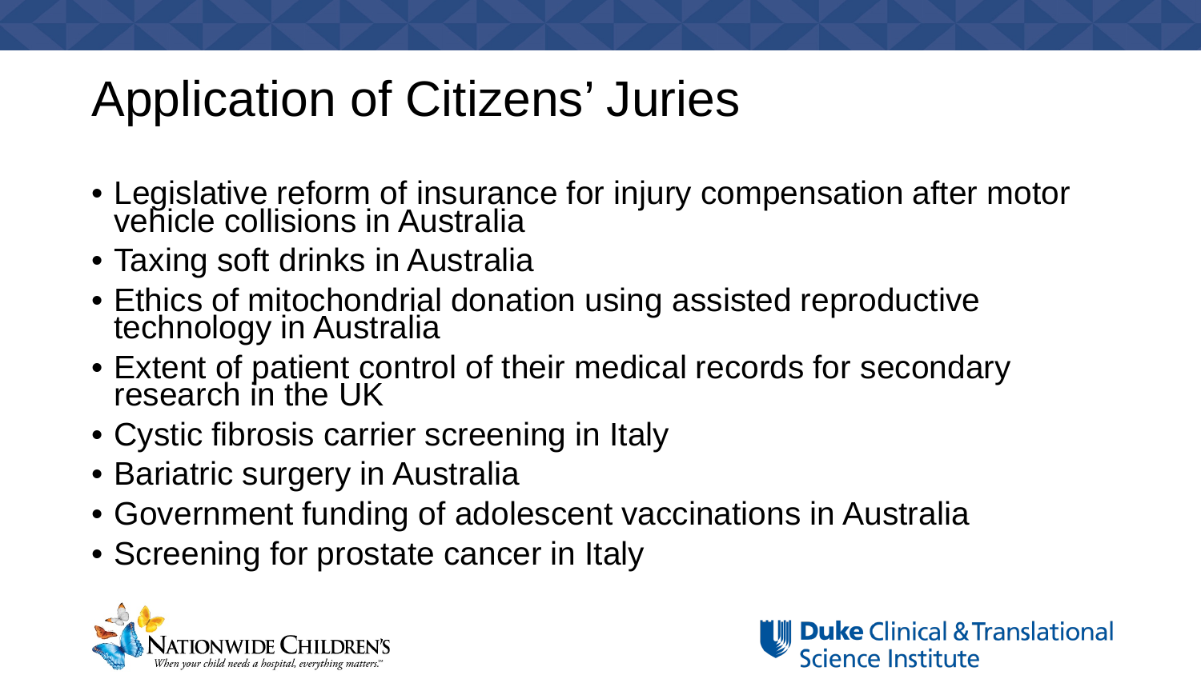# Application of Citizens' Juries

- Legislative reform of insurance for injury compensation after motor vehicle collisions in Australia
- Taxing soft drinks in Australia
- Ethics of mitochondrial donation using assisted reproductive technology in Australia
- Extent of patient control of their medical records for secondary research in the UK
- Cystic fibrosis carrier screening in Italy
- Bariatric surgery in Australia
- Government funding of adolescent vaccinations in Australia
- Screening for prostate cancer in Italy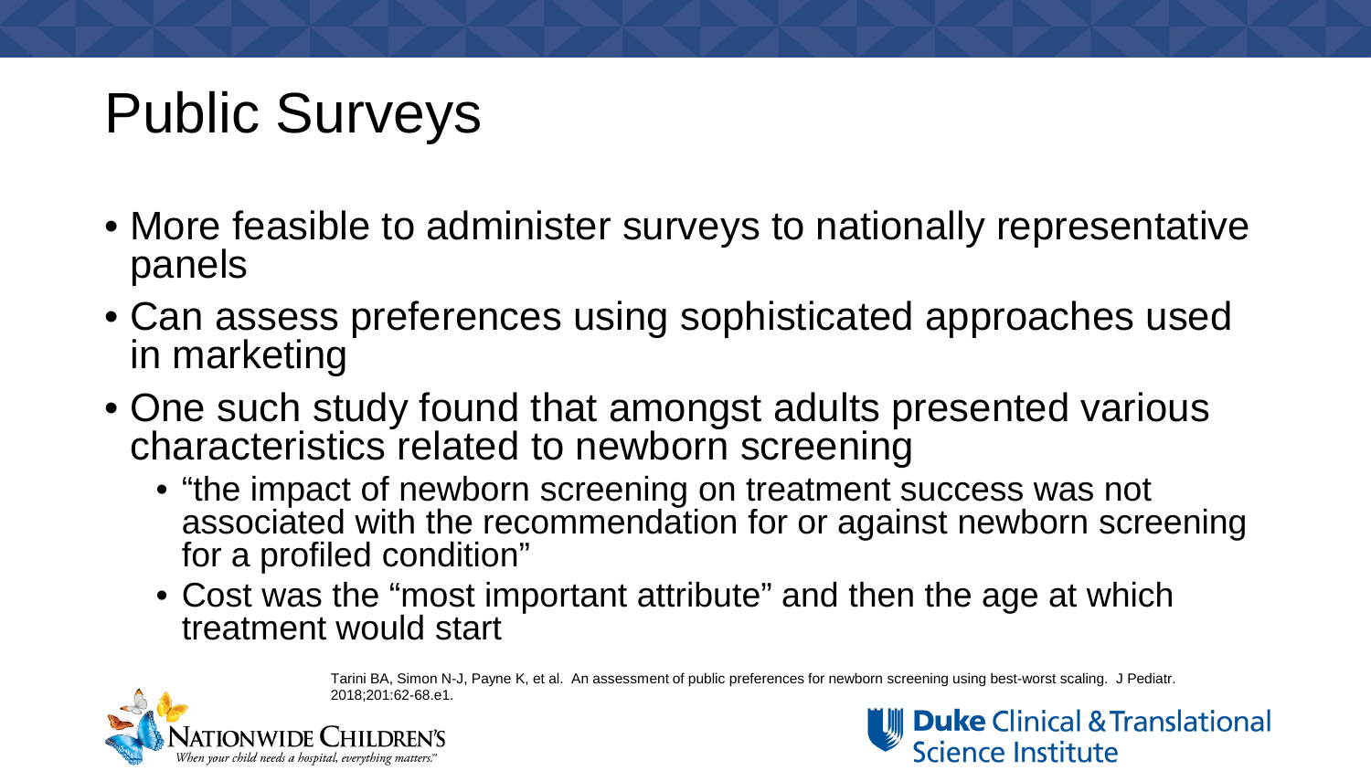# Public Surveys

- More feasible to administer surveys to nationally representative panels
- Can assess preferences using sophisticated approaches used in marketing
- One such study found that amongst adults presented various characteristics related to newborn screening
  - "the impact of newborn screening on treatment success was not associated with the recommendation for or against newborn screening for a profiled condition"
  - Cost was the "most important attribute" and then the age at which treatment would start

Tarini BA, Simon N-J, Payne K, et al. An assessment of public preferences for newborn screening using best-worst scaling. J Pediatr. 2018;201:62-68.e1.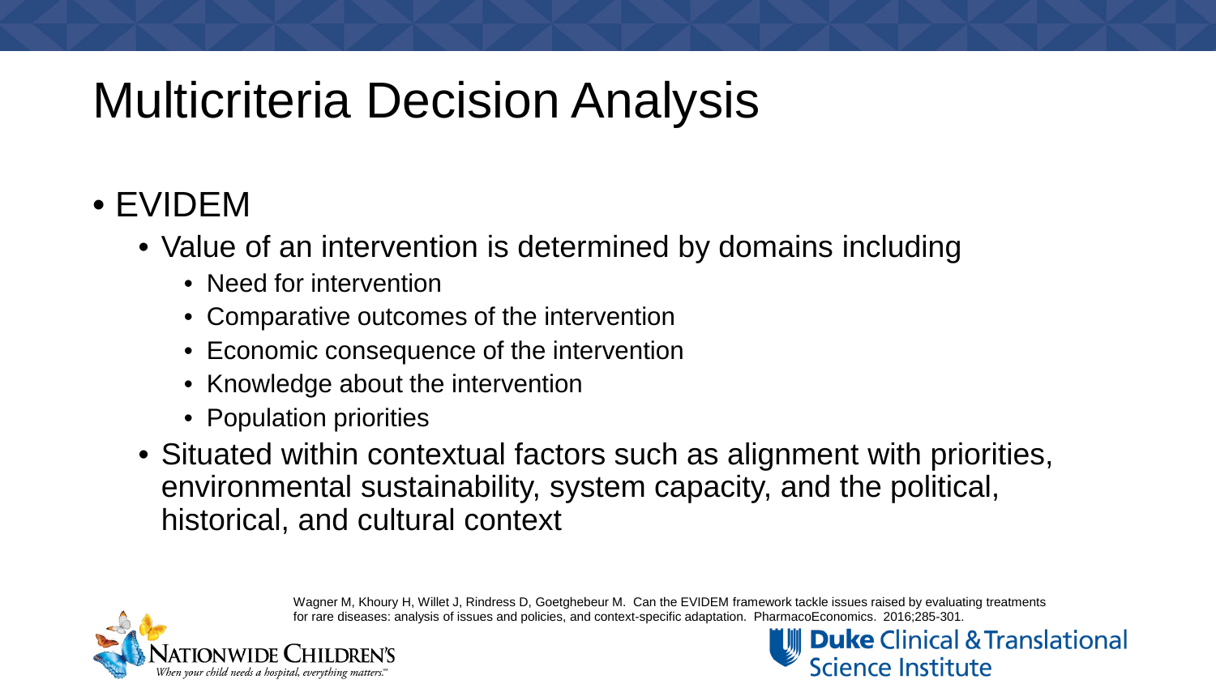# Multicriteria Decision Analysis

- EVIDEM
  - Value of an intervention is determined by domains including
    - Need for intervention
    - Comparative outcomes of the intervention
    - Economic consequence of the intervention
    - Knowledge about the intervention
    - Population priorities
  - Situated within contextual factors such as alignment with priorities, environmental sustainability, system capacity, and the political, historical, and cultural context

Wagner M, Khoury H, Willet J, Rindress D, Goetghebeur M. Can the EVIDEM framework tackle issues raised by evaluating treatments for rare diseases: analysis of issues and policies, and context-specific adaptation. PharmacoEconomics. 2016;285-301.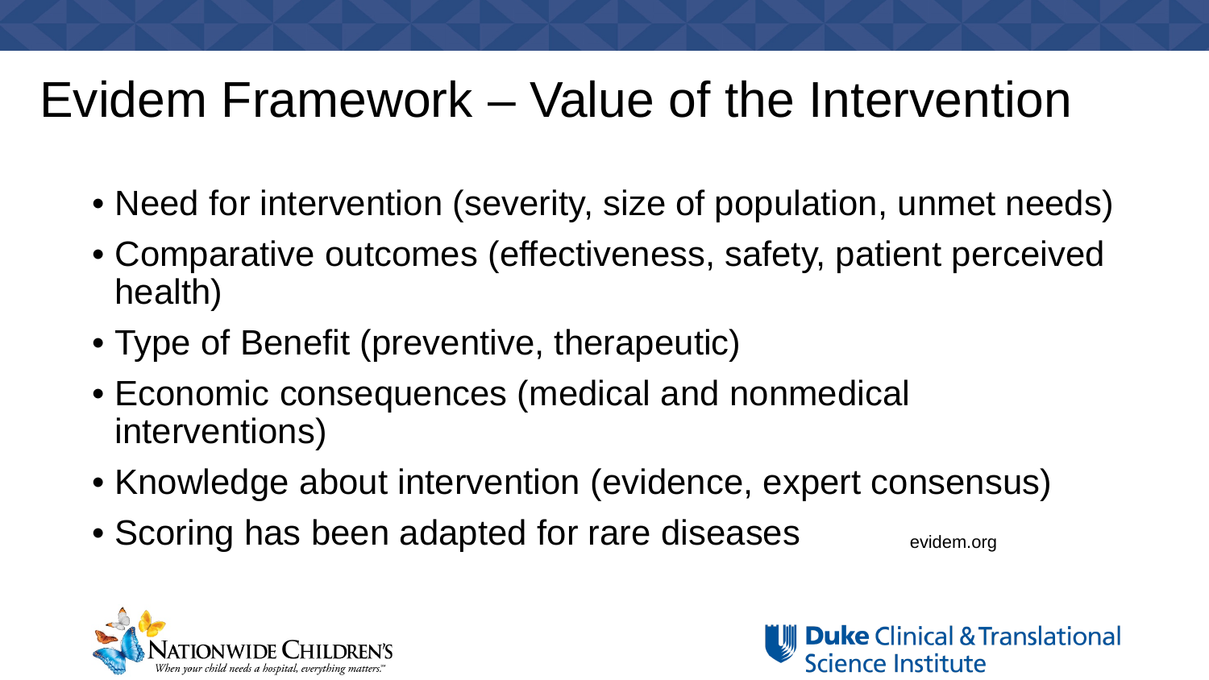# Evidem Framework – Value of the Intervention

- Need for intervention (severity, size of population, unmet needs)
- Comparative outcomes (effectiveness, safety, patient perceived health)
- Type of Benefit (preventive, therapeutic)
- Economic consequences (medical and nonmedical interventions)
- Knowledge about intervention (evidence, expert consensus)
- Scoring has been adapted for rare diseases

evidem.org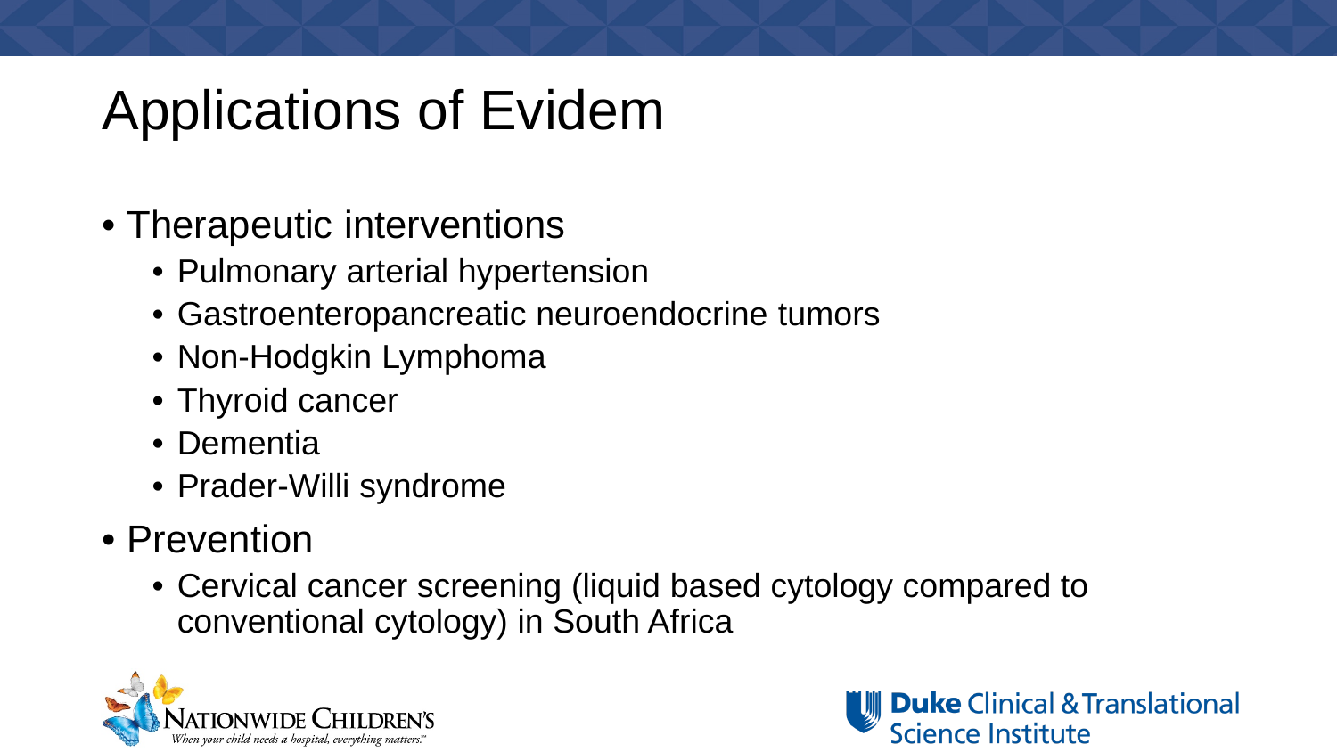# Applications of Evidem

- Therapeutic interventions
  - Pulmonary arterial hypertension
  - Gastroenteropancreatic neuroendocrine tumors
  - Non-Hodgkin Lymphoma
  - Thyroid cancer
  - Dementia
  - Prader-Willi syndrome
- Prevention
  - Cervical cancer screening (liquid based cytology compared to conventional cytology) in South Africa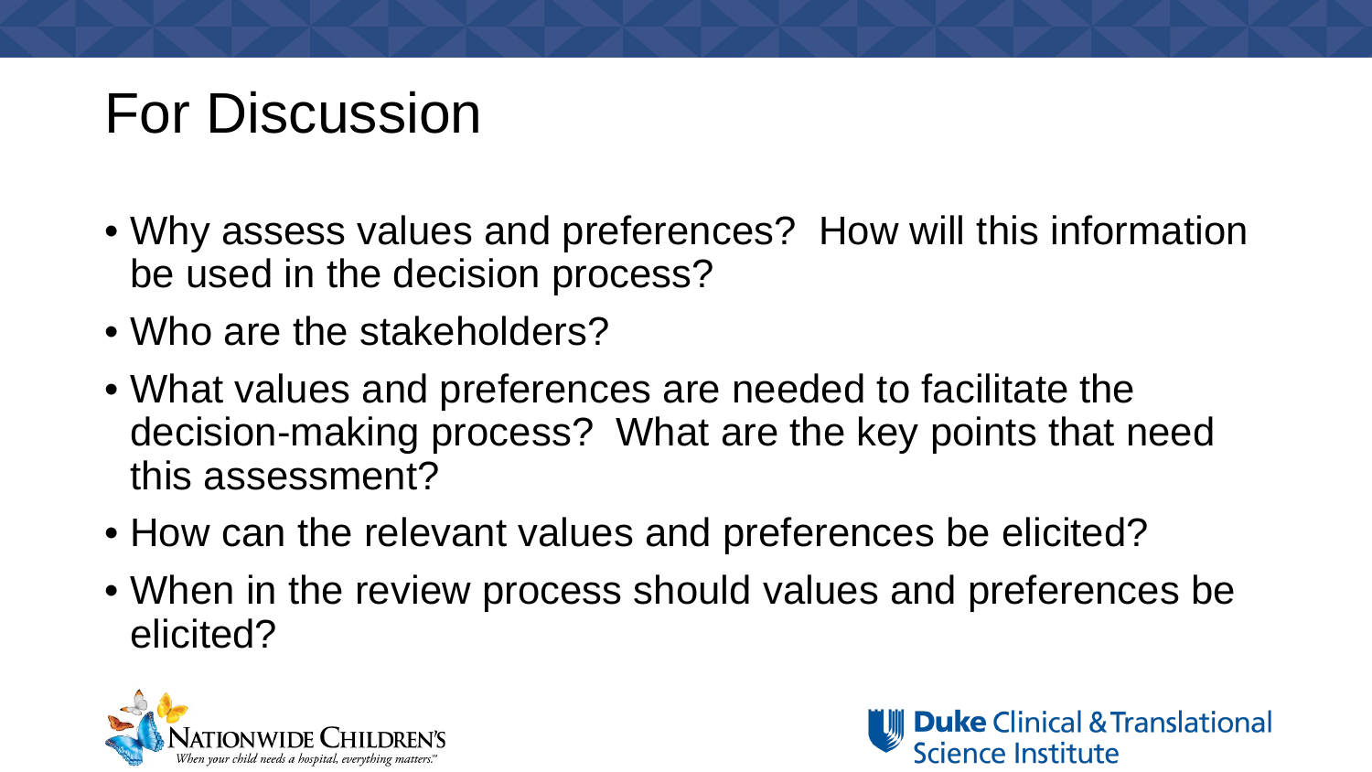# For Discussion

- Why assess values and preferences? How will this information be used in the decision process?
- Who are the stakeholders?
- What values and preferences are needed to facilitate the decision-making process? What are the key points that need this assessment?
- How can the relevant values and preferences be elicited?
- When in the review process should values and preferences be elicited?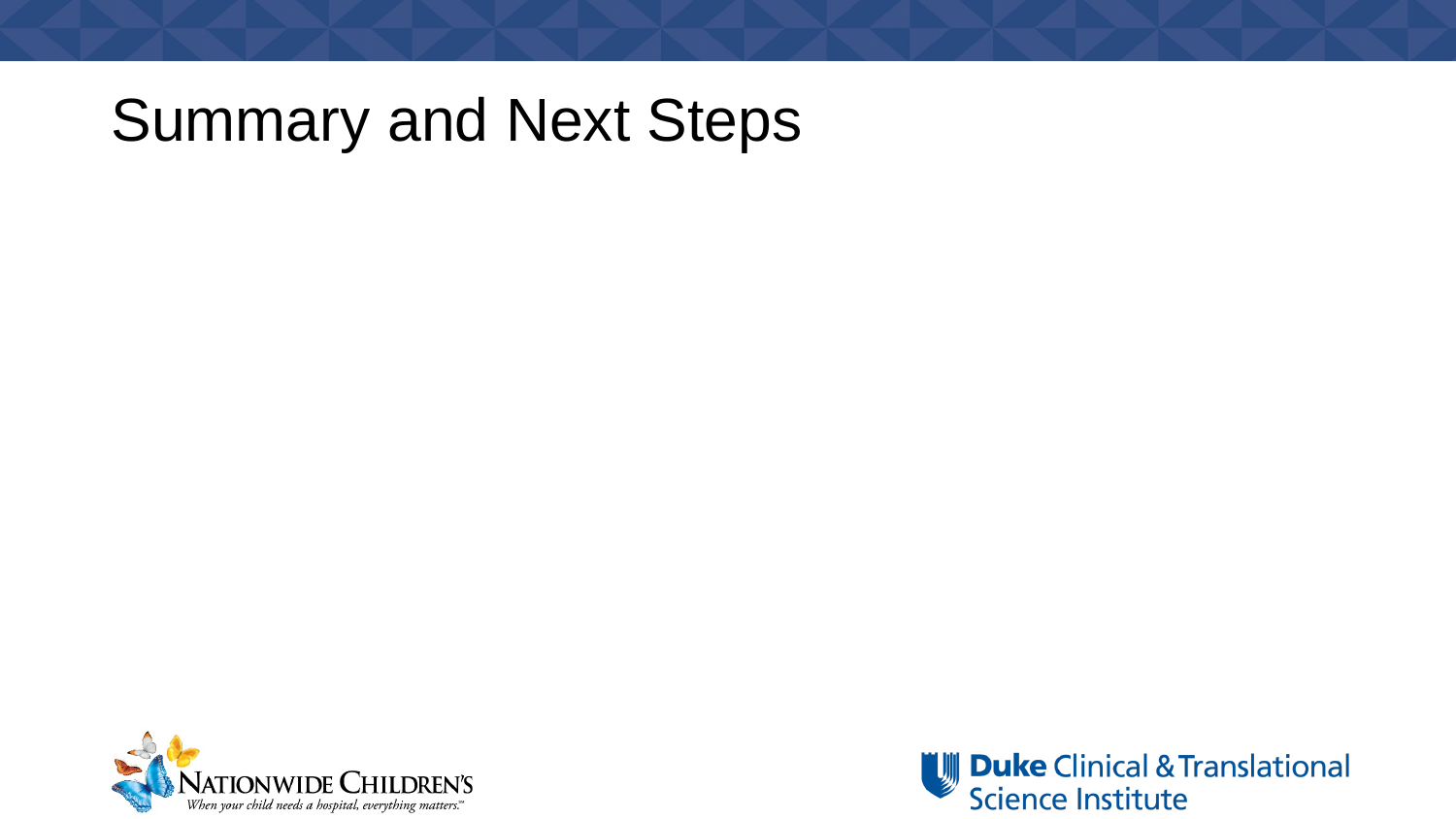# Summary and Next Steps